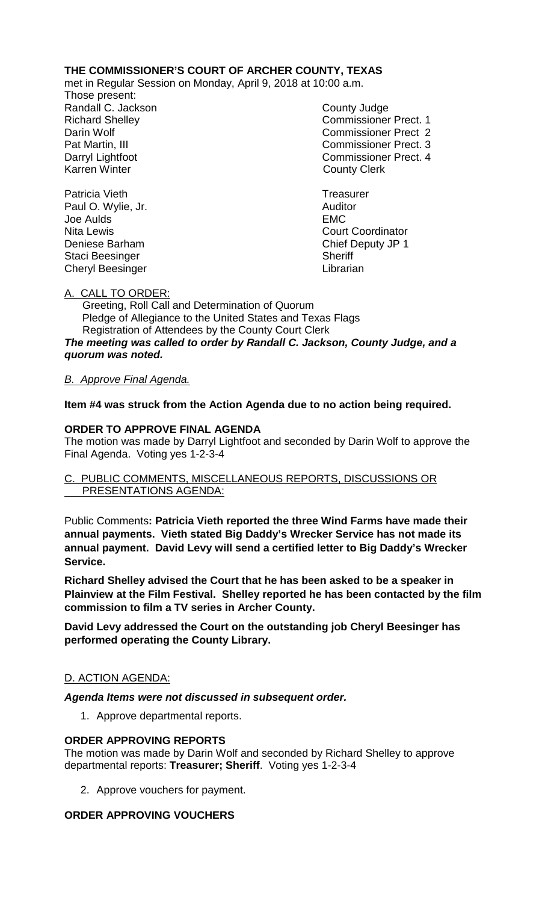**THE COMMISSIONER'S COURT OF ARCHER COUNTY, TEXAS**

met in Regular Session on Monday, April 9, 2018 at 10:00 a.m.

Those present:

| | |
|---|---|
| Randall C. Jackson | County Judge |
| Richard Shelley | Commissioner Prect. 1 |
| Darin Wolf | Commissioner Prect 2 |
| Pat Martin, III | Commissioner Prect. 3 |
| Darryl Lightfoot | Commissioner Prect. 4 |
| Karren Winter | County Clerk |
| | |
| Patricia Vieth | Treasurer |
| Paul O. Wylie, Jr. | Auditor |
| Joe Aulds | EMC |
| Nita Lewis | Court Coordinator |
| Deniese Barham | Chief Deputy JP 1 |
| Staci Beesinger | Sheriff |
| Cheryl Beesinger | Librarian |

A. CALL TO ORDER:

Greeting, Roll Call and Determination of Quorum
Pledge of Allegiance to the United States and Texas Flags
Registration of Attendees by the County Court Clerk

***The meeting was called to order by Randall C. Jackson, County Judge, and a quorum was noted.***

*B. Approve Final Agenda.*

**Item #4 was struck from the Action Agenda due to no action being required.**

**ORDER TO APPROVE FINAL AGENDA**

The motion was made by Darryl Lightfoot and seconded by Darin Wolf to approve the Final Agenda. Voting yes 1-2-3-4

C. PUBLIC COMMENTS, MISCELLANEOUS REPORTS, DISCUSSIONS OR PRESENTATIONS AGENDA:

Public Comments**: Patricia Vieth reported the three Wind Farms have made their annual payments. Vieth stated Big Daddy's Wrecker Service has not made its annual payment. David Levy will send a certified letter to Big Daddy's Wrecker Service.**

**Richard Shelley advised the Court that he has been asked to be a speaker in Plainview at the Film Festival. Shelley reported he has been contacted by the film commission to film a TV series in Archer County.**

**David Levy addressed the Court on the outstanding job Cheryl Beesinger has performed operating the County Library.**

D. ACTION AGENDA:

***Agenda Items were not discussed in subsequent order.***

1. Approve departmental reports.

**ORDER APPROVING REPORTS**

The motion was made by Darin Wolf and seconded by Richard Shelley to approve departmental reports: **Treasurer; Sheriff**. Voting yes 1-2-3-4

2. Approve vouchers for payment.

**ORDER APPROVING VOUCHERS**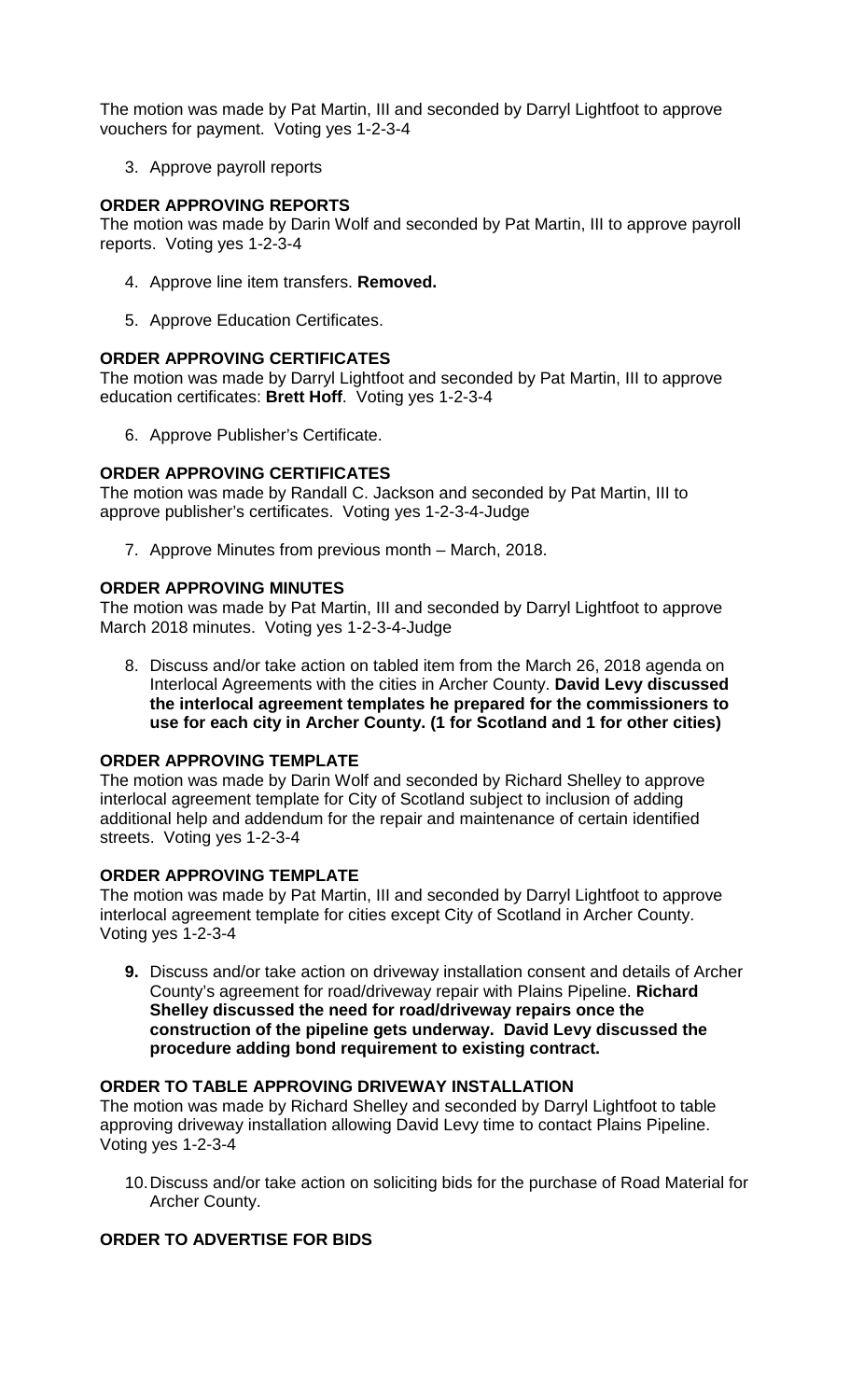The motion was made by Pat Martin, III and seconded by Darryl Lightfoot to approve vouchers for payment. Voting yes 1-2-3-4

3. Approve payroll reports

**ORDER APPROVING REPORTS**

The motion was made by Darin Wolf and seconded by Pat Martin, III to approve payroll reports. Voting yes 1-2-3-4

4. Approve line item transfers. **Removed.**

5. Approve Education Certificates.

**ORDER APPROVING CERTIFICATES**

The motion was made by Darryl Lightfoot and seconded by Pat Martin, III to approve education certificates: **Brett Hoff**. Voting yes 1-2-3-4

6. Approve Publisher's Certificate.

**ORDER APPROVING CERTIFICATES**

The motion was made by Randall C. Jackson and seconded by Pat Martin, III to approve publisher's certificates. Voting yes 1-2-3-4-Judge

7. Approve Minutes from previous month – March, 2018.

**ORDER APPROVING MINUTES**

The motion was made by Pat Martin, III and seconded by Darryl Lightfoot to approve March 2018 minutes. Voting yes 1-2-3-4-Judge

8. Discuss and/or take action on tabled item from the March 26, 2018 agenda on Interlocal Agreements with the cities in Archer County. **David Levy discussed the interlocal agreement templates he prepared for the commissioners to use for each city in Archer County. (1 for Scotland and 1 for other cities)**

**ORDER APPROVING TEMPLATE**

The motion was made by Darin Wolf and seconded by Richard Shelley to approve interlocal agreement template for City of Scotland subject to inclusion of adding additional help and addendum for the repair and maintenance of certain identified streets. Voting yes 1-2-3-4

**ORDER APPROVING TEMPLATE**

The motion was made by Pat Martin, III and seconded by Darryl Lightfoot to approve interlocal agreement template for cities except City of Scotland in Archer County. Voting yes 1-2-3-4

9. Discuss and/or take action on driveway installation consent and details of Archer County's agreement for road/driveway repair with Plains Pipeline. **Richard Shelley discussed the need for road/driveway repairs once the construction of the pipeline gets underway. David Levy discussed the procedure adding bond requirement to existing contract.**

**ORDER TO TABLE APPROVING DRIVEWAY INSTALLATION**

The motion was made by Richard Shelley and seconded by Darryl Lightfoot to table approving driveway installation allowing David Levy time to contact Plains Pipeline. Voting yes 1-2-3-4

10. Discuss and/or take action on soliciting bids for the purchase of Road Material for Archer County.

**ORDER TO ADVERTISE FOR BIDS**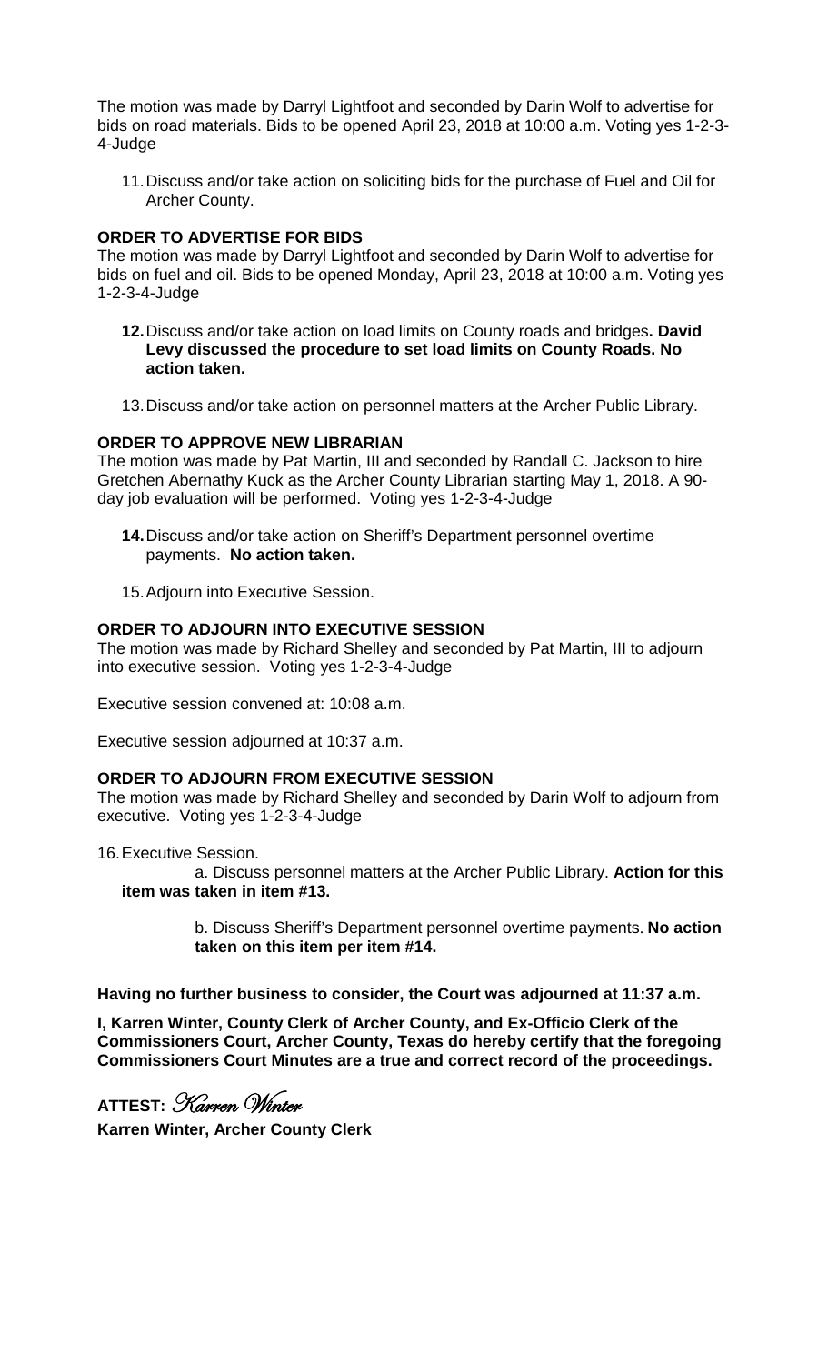The motion was made by Darryl Lightfoot and seconded by Darin Wolf to advertise for bids on road materials. Bids to be opened April 23, 2018 at 10:00 a.m. Voting yes 1-2-3-4-Judge

11. Discuss and/or take action on soliciting bids for the purchase of Fuel and Oil for Archer County.

**ORDER TO ADVERTISE FOR BIDS**

The motion was made by Darryl Lightfoot and seconded by Darin Wolf to advertise for bids on fuel and oil. Bids to be opened Monday, April 23, 2018 at 10:00 a.m. Voting yes 1-2-3-4-Judge

12. Discuss and/or take action on load limits on County roads and bridges**. David Levy discussed the procedure to set load limits on County Roads. No action taken.**

13. Discuss and/or take action on personnel matters at the Archer Public Library.

**ORDER TO APPROVE NEW LIBRARIAN**

The motion was made by Pat Martin, III and seconded by Randall C. Jackson to hire Gretchen Abernathy Kuck as the Archer County Librarian starting May 1, 2018. A 90-day job evaluation will be performed. Voting yes 1-2-3-4-Judge

14. Discuss and/or take action on Sheriff's Department personnel overtime payments. **No action taken.**

15. Adjourn into Executive Session.

**ORDER TO ADJOURN INTO EXECUTIVE SESSION**

The motion was made by Richard Shelley and seconded by Pat Martin, III to adjourn into executive session. Voting yes 1-2-3-4-Judge

Executive session convened at: 10:08 a.m.

Executive session adjourned at 10:37 a.m.

**ORDER TO ADJOURN FROM EXECUTIVE SESSION**

The motion was made by Richard Shelley and seconded by Darin Wolf to adjourn from executive. Voting yes 1-2-3-4-Judge

16. Executive Session.

a. Discuss personnel matters at the Archer Public Library. **Action for this item was taken in item #13.**

b. Discuss Sheriff's Department personnel overtime payments. **No action taken on this item per item #14.**

**Having no further business to consider, the Court was adjourned at 11:37 a.m.**

**I, Karren Winter, County Clerk of Archer County, and Ex-Officio Clerk of the Commissioners Court, Archer County, Texas do hereby certify that the foregoing Commissioners Court Minutes are a true and correct record of the proceedings.**

**ATTEST:** *Karren Winter*

**Karren Winter, Archer County Clerk**